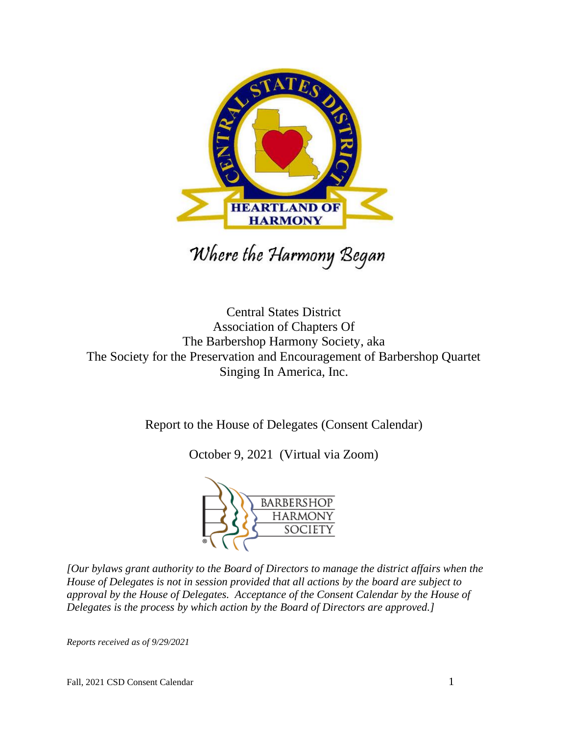*Where the Harmony Began*

Central States District
Association of Chapters Of
The Barbershop Harmony Society, aka
The Society for the Preservation and Encouragement of Barbershop Quartet Singing In America, Inc.

Report to the House of Delegates (Consent Calendar)

October 9, 2021 (Virtual via Zoom)

*[Our bylaws grant authority to the Board of Directors to manage the district affairs when the House of Delegates is not in session provided that all actions by the board are subject to approval by the House of Delegates. Acceptance of the Consent Calendar by the House of Delegates is the process by which action by the Board of Directors are approved.]*

*Reports received as of 9/29/2021*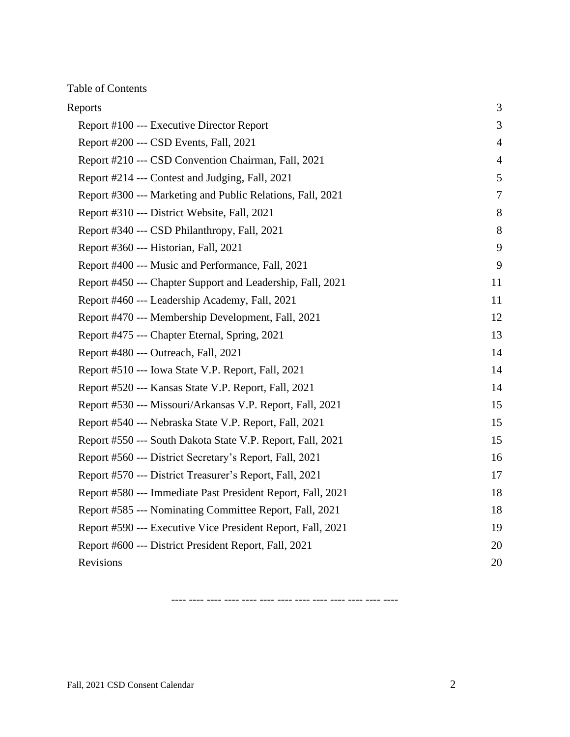Table of Contents

| | |
|---|---|
| Reports | 3 |
| Report #100 --- Executive Director Report | 3 |
| Report #200 --- CSD Events, Fall, 2021 | 4 |
| Report #210 --- CSD Convention Chairman, Fall, 2021 | 4 |
| Report #214 --- Contest and Judging, Fall, 2021 | 5 |
| Report #300 --- Marketing and Public Relations, Fall, 2021 | 7 |
| Report #310 --- District Website, Fall, 2021 | 8 |
| Report #340 --- CSD Philanthropy, Fall, 2021 | 8 |
| Report #360 --- Historian, Fall, 2021 | 9 |
| Report #400 --- Music and Performance, Fall, 2021 | 9 |
| Report #450 --- Chapter Support and Leadership, Fall, 2021 | 11 |
| Report #460 --- Leadership Academy, Fall, 2021 | 11 |
| Report #470 --- Membership Development, Fall, 2021 | 12 |
| Report #475 --- Chapter Eternal, Spring, 2021 | 13 |
| Report #480 --- Outreach, Fall, 2021 | 14 |
| Report #510 --- Iowa State V.P. Report, Fall, 2021 | 14 |
| Report #520 --- Kansas State V.P. Report, Fall, 2021 | 14 |
| Report #530 --- Missouri/Arkansas V.P. Report, Fall, 2021 | 15 |
| Report #540 --- Nebraska State V.P. Report, Fall, 2021 | 15 |
| Report #550 --- South Dakota State V.P. Report, Fall, 2021 | 15 |
| Report #560 --- District Secretary's Report, Fall, 2021 | 16 |
| Report #570 --- District Treasurer's Report, Fall, 2021 | 17 |
| Report #580 --- Immediate Past President Report, Fall, 2021 | 18 |
| Report #585 --- Nominating Committee Report, Fall, 2021 | 18 |
| Report #590 --- Executive Vice President Report, Fall, 2021 | 19 |
| Report #600 --- District President Report, Fall, 2021 | 20 |
| Revisions | 20 |

---- ---- ---- ---- ---- ---- ---- ---- ---- ---- ---- ---- ----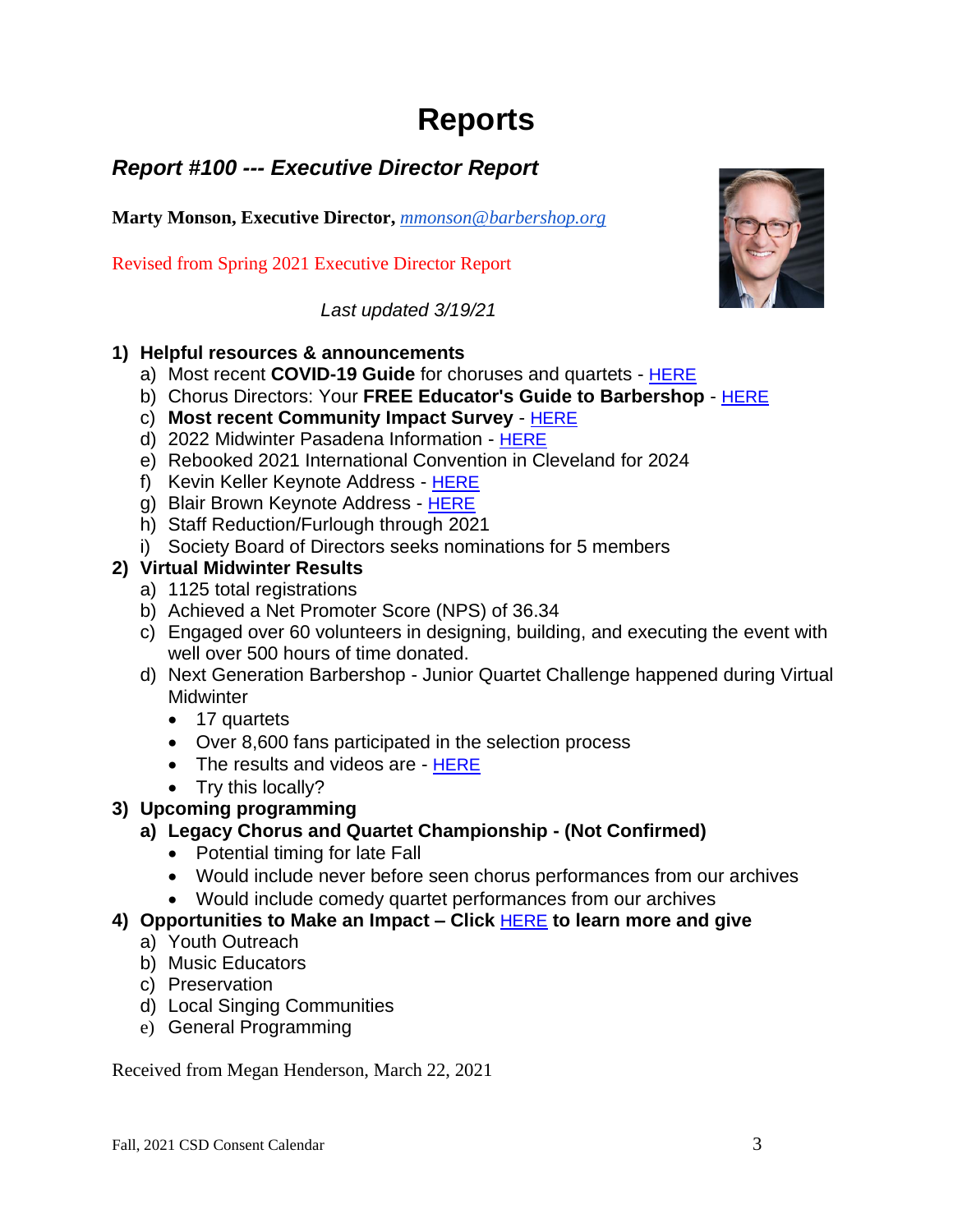# Reports

## *Report #100 --- Executive Director Report*

**Marty Monson, Executive Director,** *mmonson@barbershop.org*

Revised from Spring 2021 Executive Director Report

*Last updated 3/19/21*

1) **Helpful resources & announcements**
   a) Most recent **COVID-19 Guide** for choruses and quartets - HERE
   b) Chorus Directors: Your **FREE Educator's Guide to Barbershop** - HERE
   c) **Most recent Community Impact Survey** - HERE
   d) 2022 Midwinter Pasadena Information - HERE
   e) Rebooked 2021 International Convention in Cleveland for 2024
   f) Kevin Keller Keynote Address - HERE
   g) Blair Brown Keynote Address - HERE
   h) Staff Reduction/Furlough through 2021
   i) Society Board of Directors seeks nominations for 5 members
2) **Virtual Midwinter Results**
   a) 1125 total registrations
   b) Achieved a Net Promoter Score (NPS) of 36.34
   c) Engaged over 60 volunteers in designing, building, and executing the event with well over 500 hours of time donated.
   d) Next Generation Barbershop - Junior Quartet Challenge happened during Virtual Midwinter
      - 17 quartets
      - Over 8,600 fans participated in the selection process
      - The results and videos are - HERE
      - Try this locally?
3) **Upcoming programming**
   **a) Legacy Chorus and Quartet Championship - (Not Confirmed)**
      - Potential timing for late Fall
      - Would include never before seen chorus performances from our archives
      - Would include comedy quartet performances from our archives
4) **Opportunities to Make an Impact – Click HERE to learn more and give**
   a) Youth Outreach
   b) Music Educators
   c) Preservation
   d) Local Singing Communities
   e) General Programming

Received from Megan Henderson, March 22, 2021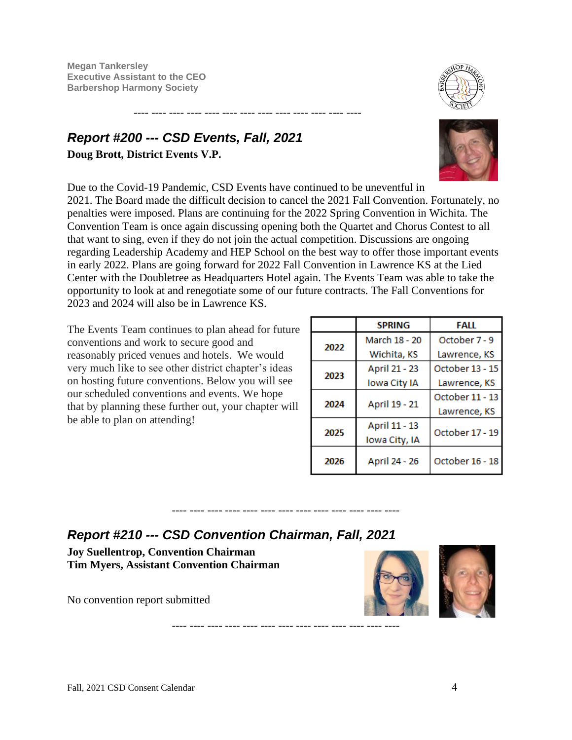**Megan Tankersley**
**Executive Assistant to the CEO**
**Barbershop Harmony Society**

---- ---- ---- ---- ---- ---- ---- ---- ---- ---- ---- ---- ----

## *Report #200 --- CSD Events, Fall, 2021*

**Doug Brott, District Events V.P.**

Due to the Covid-19 Pandemic, CSD Events have continued to be uneventful in 2021. The Board made the difficult decision to cancel the 2021 Fall Convention. Fortunately, no penalties were imposed. Plans are continuing for the 2022 Spring Convention in Wichita. The Convention Team is once again discussing opening both the Quartet and Chorus Contest to all that want to sing, even if they do not join the actual competition. Discussions are ongoing regarding Leadership Academy and HEP School on the best way to offer those important events in early 2022. Plans are going forward for 2022 Fall Convention in Lawrence KS at the Lied Center with the Doubletree as Headquarters Hotel again. The Events Team was able to take the opportunity to look at and renegotiate some of our future contracts. The Fall Conventions for 2023 and 2024 will also be in Lawrence KS.

The Events Team continues to plan ahead for future conventions and work to secure good and reasonably priced venues and hotels. We would very much like to see other district chapter's ideas on hosting future conventions. Below you will see our scheduled conventions and events. We hope that by planning these further out, your chapter will be able to plan on attending!

| | SPRING | FALL |
|---|---|---|
| 2022 | March 18 - 20 Wichita, KS | October 7 - 9 Lawrence, KS |
| 2023 | April 21 - 23 Iowa City IA | October 13 - 15 Lawrence, KS |
| 2024 | April 19 - 21 | October 11 - 13 Lawrence, KS |
| 2025 | April 11 - 13 Iowa City, IA | October 17 - 19 |
| 2026 | April 24 - 26 | October 16 - 18 |

---- ---- ---- ---- ---- ---- ---- ---- ---- ---- ---- ---- ----

## *Report #210 --- CSD Convention Chairman, Fall, 2021*

**Joy Suellentrop, Convention Chairman**
**Tim Myers, Assistant Convention Chairman**

No convention report submitted

---- ---- ---- ---- ---- ---- ---- ---- ---- ---- ---- ---- ----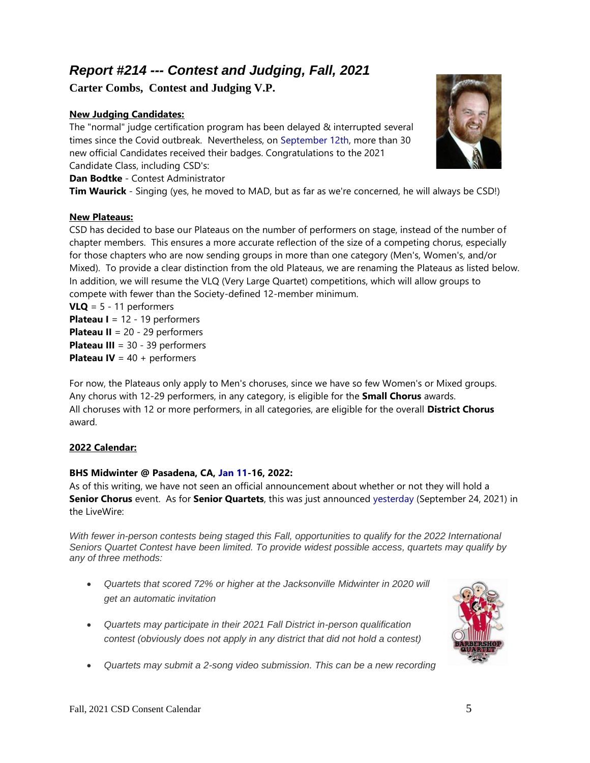## *Report #214 --- Contest and Judging, Fall, 2021*

**Carter Combs, Contest and Judging V.P.**

**New Judging Candidates:**

The "normal" judge certification program has been delayed & interrupted several times since the Covid outbreak. Nevertheless, on September 12th, more than 30 new official Candidates received their badges. Congratulations to the 2021 Candidate Class, including CSD's:

**Dan Bodtke** - Contest Administrator
**Tim Waurick** - Singing (yes, he moved to MAD, but as far as we're concerned, he will always be CSD!)

**New Plateaus:**

CSD has decided to base our Plateaus on the number of performers on stage, instead of the number of chapter members. This ensures a more accurate reflection of the size of a competing chorus, especially for those chapters who are now sending groups in more than one category (Men's, Women's, and/or Mixed). To provide a clear distinction from the old Plateaus, we are renaming the Plateaus as listed below. In addition, we will resume the VLQ (Very Large Quartet) competitions, which will allow groups to compete with fewer than the Society-defined 12-member minimum.

**VLQ** = 5 - 11 performers
**Plateau I** = 12 - 19 performers
**Plateau II** = 20 - 29 performers
**Plateau III** = 30 - 39 performers
**Plateau IV** = 40 + performers

For now, the Plateaus only apply to Men's choruses, since we have so few Women's or Mixed groups.
Any chorus with 12-29 performers, in any category, is eligible for the **Small Chorus** awards.
All choruses with 12 or more performers, in all categories, are eligible for the overall **District Chorus** award.

**2022 Calendar:**

**BHS Midwinter @ Pasadena, CA, Jan 11-16, 2022:**

As of this writing, we have not seen an official announcement about whether or not they will hold a **Senior Chorus** event. As for **Senior Quartets**, this was just announced yesterday (September 24, 2021) in the LiveWire:

*With fewer in-person contests being staged this Fall, opportunities to qualify for the 2022 International Seniors Quartet Contest have been limited. To provide widest possible access, quartets may qualify by any of three methods:*

- *Quartets that scored 72% or higher at the Jacksonville Midwinter in 2020 will get an automatic invitation*
- *Quartets may participate in their 2021 Fall District in-person qualification contest (obviously does not apply in any district that did not hold a contest)*
- *Quartets may submit a 2-song video submission. This can be a new recording*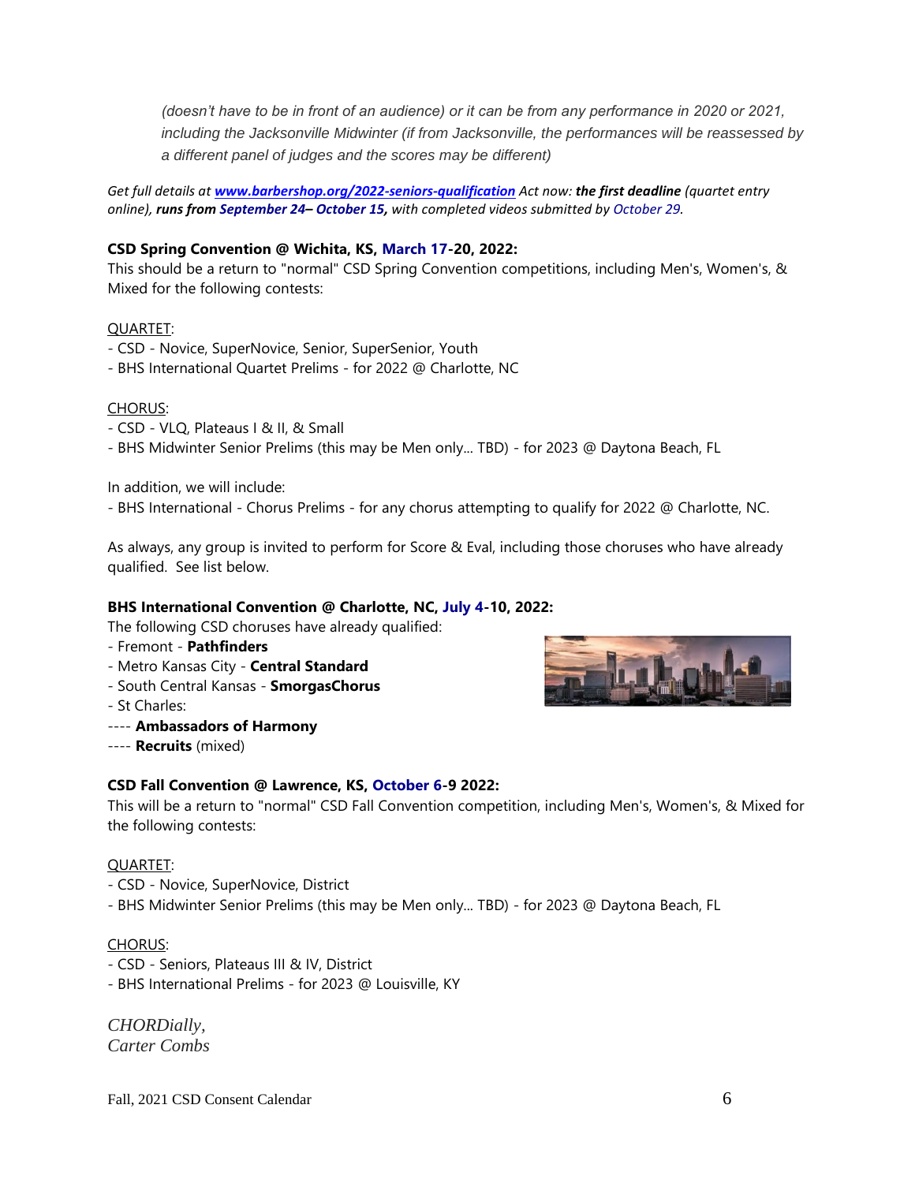*(doesn't have to be in front of an audience) or it can be from any performance in 2020 or 2021, including the Jacksonville Midwinter (if from Jacksonville, the performances will be reassessed by a different panel of judges and the scores may be different)*

*Get full details at **www.barbershop.org/2022-seniors-qualification** Act now: **the first deadline** (quartet entry online), **runs from September 24– October 15,** with completed videos submitted by October 29.*

**CSD Spring Convention @ Wichita, KS, March 17-20, 2022:**
This should be a return to "normal" CSD Spring Convention competitions, including Men's, Women's, & Mixed for the following contests:

QUARTET:
- CSD - Novice, SuperNovice, Senior, SuperSenior, Youth
- BHS International Quartet Prelims - for 2022 @ Charlotte, NC

CHORUS:
- CSD - VLQ, Plateaus I & II, & Small
- BHS Midwinter Senior Prelims (this may be Men only... TBD) - for 2023 @ Daytona Beach, FL

In addition, we will include:
- BHS International - Chorus Prelims - for any chorus attempting to qualify for 2022 @ Charlotte, NC.

As always, any group is invited to perform for Score & Eval, including those choruses who have already qualified. See list below.

**BHS International Convention @ Charlotte, NC, July 4-10, 2022:**
The following CSD choruses have already qualified:
- Fremont - **Pathfinders**
- Metro Kansas City - **Central Standard**
- South Central Kansas - **SmorgasChorus**
- St Charles:
---- **Ambassadors of Harmony**
---- **Recruits** (mixed)

**CSD Fall Convention @ Lawrence, KS, October 6-9 2022:**
This will be a return to "normal" CSD Fall Convention competition, including Men's, Women's, & Mixed for the following contests:

QUARTET:
- CSD - Novice, SuperNovice, District
- BHS Midwinter Senior Prelims (this may be Men only... TBD) - for 2023 @ Daytona Beach, FL

CHORUS:
- CSD - Seniors, Plateaus III & IV, District
- BHS International Prelims - for 2023 @ Louisville, KY

*CHORDially,*
*Carter Combs*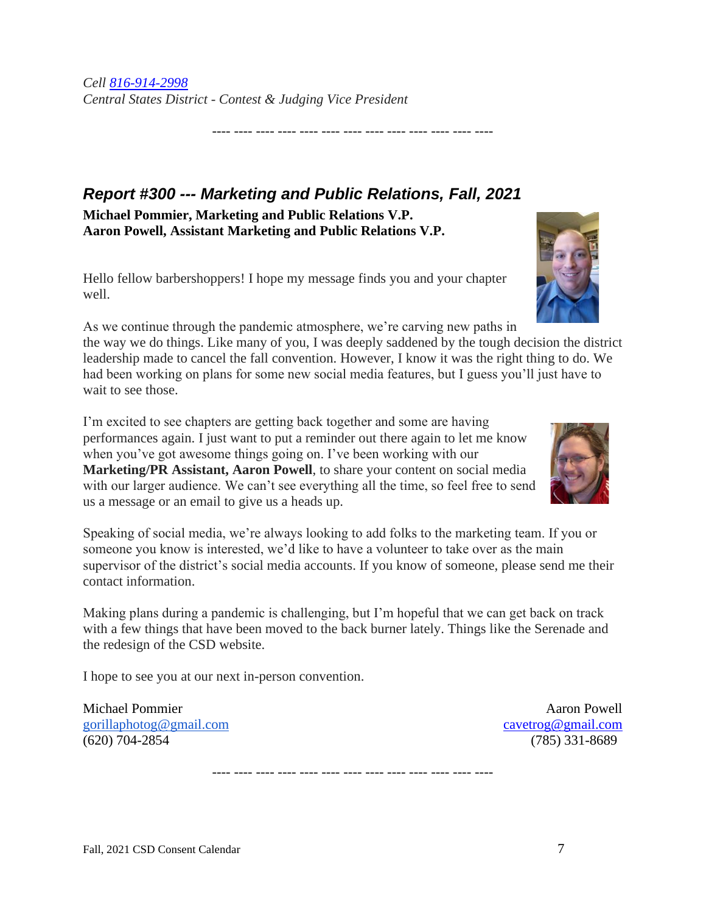*Cell 816-914-2998*
*Central States District - Contest & Judging Vice President*

---- ---- ---- ---- ---- ---- ---- ---- ---- ---- ---- ---- ----

## *Report #300 --- Marketing and Public Relations, Fall, 2021*

**Michael Pommier, Marketing and Public Relations V.P.**
**Aaron Powell, Assistant Marketing and Public Relations V.P.**

Hello fellow barbershoppers! I hope my message finds you and your chapter well.

As we continue through the pandemic atmosphere, we're carving new paths in the way we do things. Like many of you, I was deeply saddened by the tough decision the district leadership made to cancel the fall convention. However, I know it was the right thing to do. We had been working on plans for some new social media features, but I guess you'll just have to wait to see those.

I'm excited to see chapters are getting back together and some are having performances again. I just want to put a reminder out there again to let me know when you've got awesome things going on. I've been working with our **Marketing/PR Assistant, Aaron Powell**, to share your content on social media with our larger audience. We can't see everything all the time, so feel free to send us a message or an email to give us a heads up.

Speaking of social media, we're always looking to add folks to the marketing team. If you or someone you know is interested, we'd like to have a volunteer to take over as the main supervisor of the district's social media accounts. If you know of someone, please send me their contact information.

Making plans during a pandemic is challenging, but I'm hopeful that we can get back on track with a few things that have been moved to the back burner lately. Things like the Serenade and the redesign of the CSD website.

I hope to see you at our next in-person convention.

Michael Pommier
gorillaphotog@gmail.com
(620) 704-2854

Aaron Powell
cavetrog@gmail.com
(785) 331-8689

---- ---- ---- ---- ---- ---- ---- ---- ---- ---- ---- ---- ----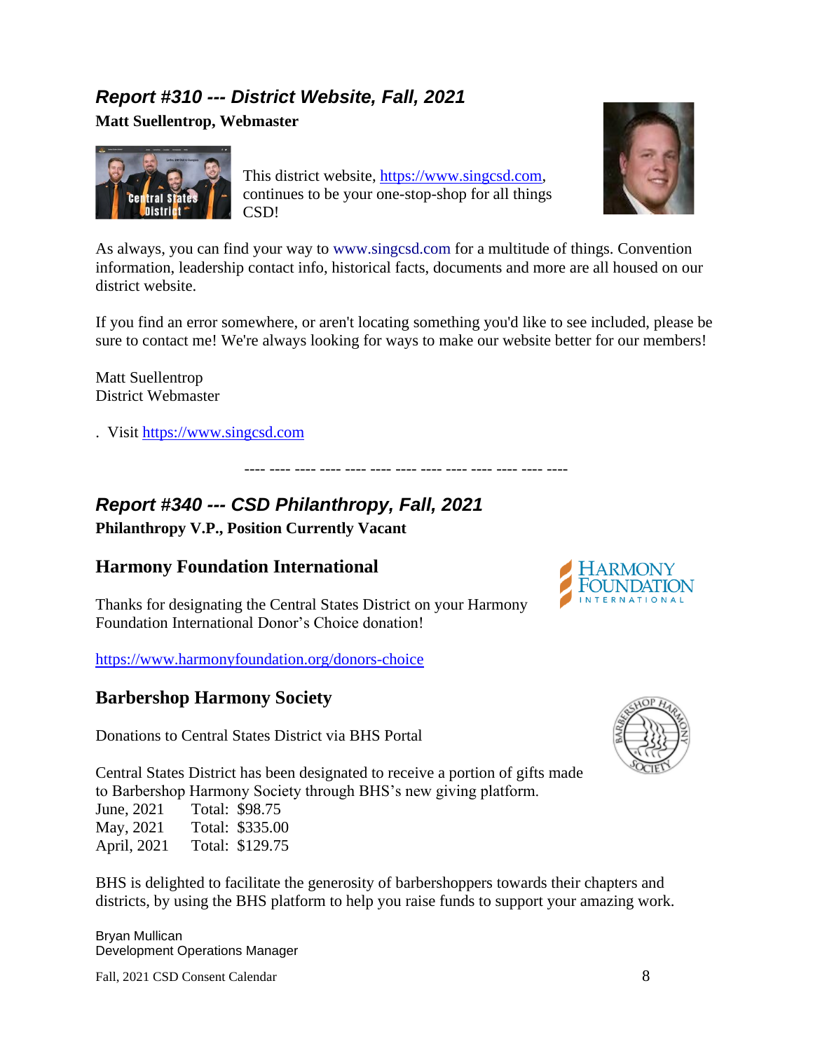## *Report #310 --- District Website, Fall, 2021*

**Matt Suellentrop, Webmaster**

This district website, https://www.singcsd.com, continues to be your one-stop-shop for all things CSD!

As always, you can find your way to www.singcsd.com for a multitude of things. Convention information, leadership contact info, historical facts, documents and more are all housed on our district website.

If you find an error somewhere, or aren't locating something you'd like to see included, please be sure to contact me! We're always looking for ways to make our website better for our members!

Matt Suellentrop
District Webmaster

. Visit https://www.singcsd.com

---- ---- ---- ---- ---- ---- ---- ---- ---- ---- ---- ---- ----

## *Report #340 --- CSD Philanthropy, Fall, 2021*

**Philanthropy V.P., Position Currently Vacant**

### Harmony Foundation International

Thanks for designating the Central States District on your Harmony Foundation International Donor's Choice donation!

https://www.harmonyfoundation.org/donors-choice

### Barbershop Harmony Society

Donations to Central States District via BHS Portal

Central States District has been designated to receive a portion of gifts made to Barbershop Harmony Society through BHS's new giving platform.

June, 2021 Total: $98.75
May, 2021 Total: $335.00
April, 2021 Total: $129.75

BHS is delighted to facilitate the generosity of barbershoppers towards their chapters and districts, by using the BHS platform to help you raise funds to support your amazing work.

Bryan Mullican
Development Operations Manager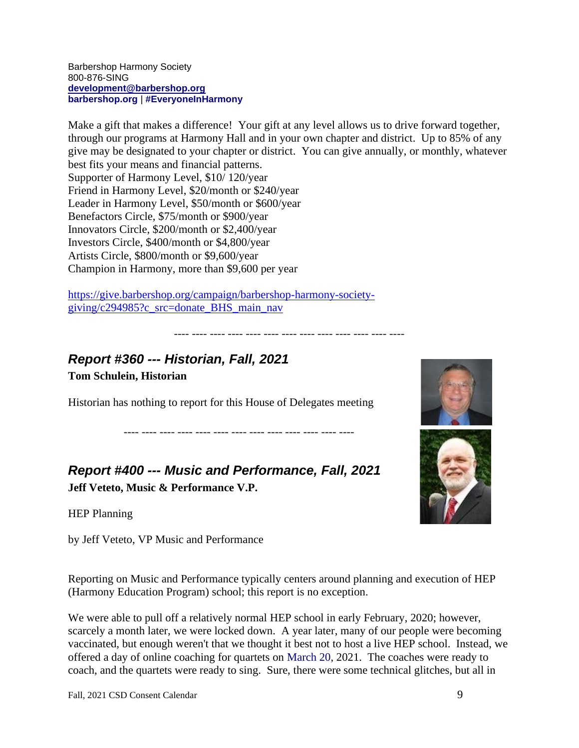Barbershop Harmony Society
800-876-SING
**development@barbershop.org**
**barbershop.org** | **#EveryoneInHarmony**

Make a gift that makes a difference! Your gift at any level allows us to drive forward together, through our programs at Harmony Hall and in your own chapter and district. Up to 85% of any give may be designated to your chapter or district. You can give annually, or monthly, whatever best fits your means and financial patterns.
Supporter of Harmony Level, $10/ 120/year
Friend in Harmony Level, $20/month or $240/year
Leader in Harmony Level, $50/month or $600/year
Benefactors Circle, $75/month or $900/year
Innovators Circle, $200/month or $2,400/year
Investors Circle, $400/month or $4,800/year
Artists Circle, $800/month or $9,600/year
Champion in Harmony, more than $9,600 per year

https://give.barbershop.org/campaign/barbershop-harmony-society-giving/c294985?c_src=donate_BHS_main_nav

---- ---- ---- ---- ---- ---- ---- ---- ---- ---- ---- ---- ----

## *Report #360 --- Historian, Fall, 2021*

**Tom Schulein, Historian**

Historian has nothing to report for this House of Delegates meeting

---- ---- ---- ---- ---- ---- ---- ---- ---- ---- ---- ---- ----

## *Report #400 --- Music and Performance, Fall, 2021*

**Jeff Veteto, Music & Performance V.P.**

HEP Planning

by Jeff Veteto, VP Music and Performance

Reporting on Music and Performance typically centers around planning and execution of HEP (Harmony Education Program) school; this report is no exception.

We were able to pull off a relatively normal HEP school in early February, 2020; however, scarcely a month later, we were locked down. A year later, many of our people were becoming vaccinated, but enough weren't that we thought it best not to host a live HEP school. Instead, we offered a day of online coaching for quartets on March 20, 2021. The coaches were ready to coach, and the quartets were ready to sing. Sure, there were some technical glitches, but all in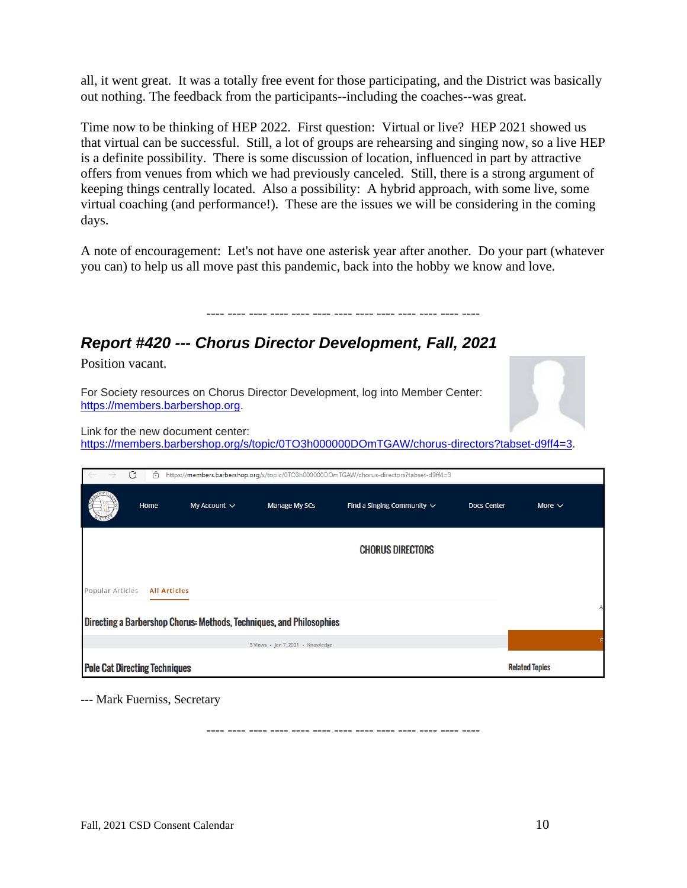all, it went great. It was a totally free event for those participating, and the District was basically out nothing. The feedback from the participants--including the coaches--was great.

Time now to be thinking of HEP 2022. First question: Virtual or live? HEP 2021 showed us that virtual can be successful. Still, a lot of groups are rehearsing and singing now, so a live HEP is a definite possibility. There is some discussion of location, influenced in part by attractive offers from venues from which we had previously canceled. Still, there is a strong argument of keeping things centrally located. Also a possibility: A hybrid approach, with some live, some virtual coaching (and performance!). These are the issues we will be considering in the coming days.

A note of encouragement: Let's not have one asterisk year after another. Do your part (whatever you can) to help us all move past this pandemic, back into the hobby we know and love.

---- ---- ---- ---- ---- ---- ---- ---- ---- ---- ---- ---- ----

## *Report #420 --- Chorus Director Development, Fall, 2021*

Position vacant.

For Society resources on Chorus Director Development, log into Member Center: https://members.barbershop.org.

Link for the new document center: https://members.barbershop.org/s/topic/0TO3h000000DOmTGAW/chorus-directors?tabset-d9ff4=3.

--- Mark Fuerniss, Secretary

---- ---- ---- ---- ---- ---- ---- ---- ---- ---- ---- ---- ----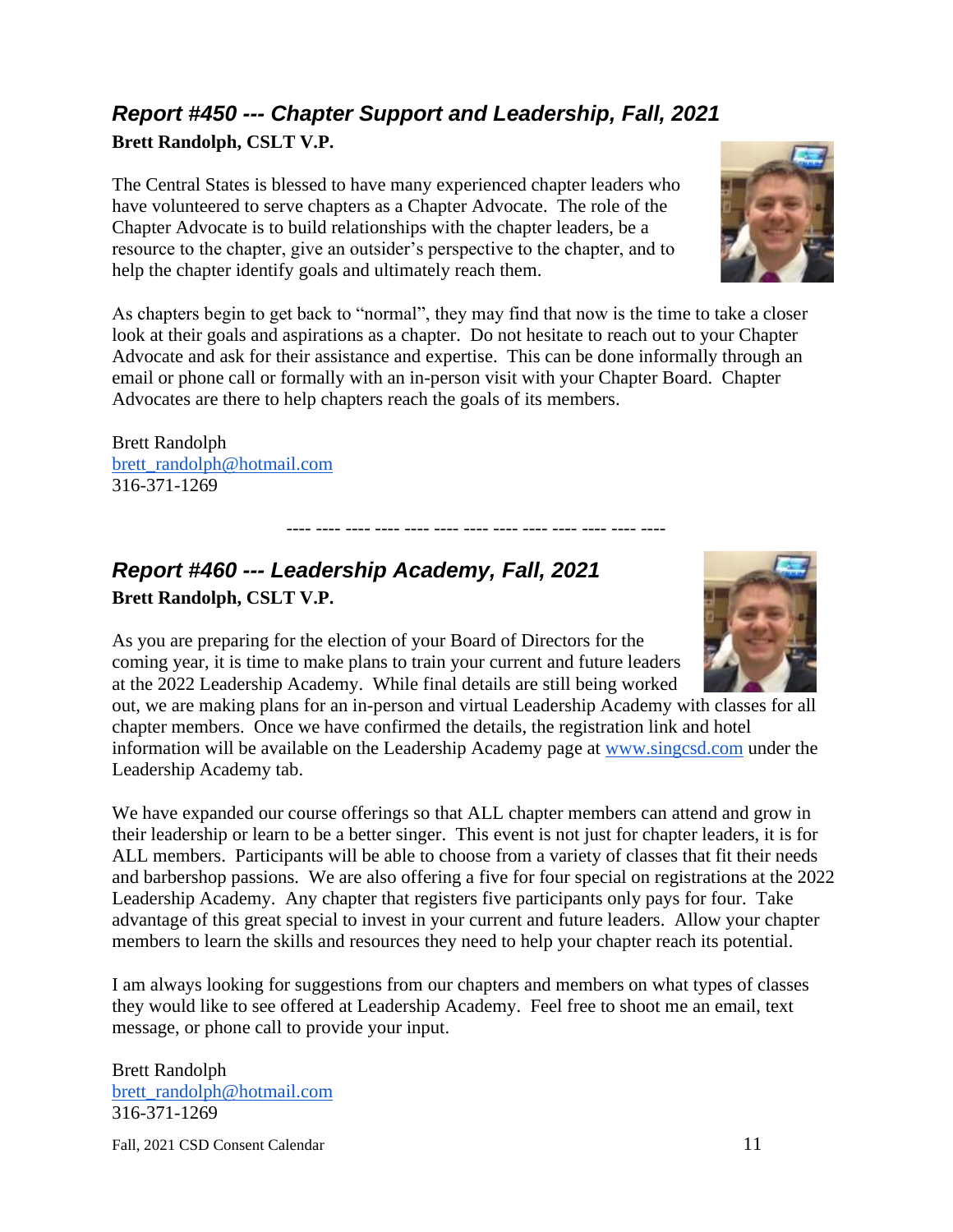## *Report #450 --- Chapter Support and Leadership, Fall, 2021*

**Brett Randolph, CSLT V.P.**

The Central States is blessed to have many experienced chapter leaders who have volunteered to serve chapters as a Chapter Advocate. The role of the Chapter Advocate is to build relationships with the chapter leaders, be a resource to the chapter, give an outsider's perspective to the chapter, and to help the chapter identify goals and ultimately reach them.

As chapters begin to get back to "normal", they may find that now is the time to take a closer look at their goals and aspirations as a chapter. Do not hesitate to reach out to your Chapter Advocate and ask for their assistance and expertise. This can be done informally through an email or phone call or formally with an in-person visit with your Chapter Board. Chapter Advocates are there to help chapters reach the goals of its members.

Brett Randolph
brett_randolph@hotmail.com
316-371-1269

---- ---- ---- ---- ---- ---- ---- ---- ---- ---- ---- ---- ----

## *Report #460 --- Leadership Academy, Fall, 2021*

**Brett Randolph, CSLT V.P.**

As you are preparing for the election of your Board of Directors for the coming year, it is time to make plans to train your current and future leaders at the 2022 Leadership Academy. While final details are still being worked out, we are making plans for an in-person and virtual Leadership Academy with classes for all chapter members. Once we have confirmed the details, the registration link and hotel information will be available on the Leadership Academy page at www.singcsd.com under the Leadership Academy tab.

We have expanded our course offerings so that ALL chapter members can attend and grow in their leadership or learn to be a better singer. This event is not just for chapter leaders, it is for ALL members. Participants will be able to choose from a variety of classes that fit their needs and barbershop passions. We are also offering a five for four special on registrations at the 2022 Leadership Academy. Any chapter that registers five participants only pays for four. Take advantage of this great special to invest in your current and future leaders. Allow your chapter members to learn the skills and resources they need to help your chapter reach its potential.

I am always looking for suggestions from our chapters and members on what types of classes they would like to see offered at Leadership Academy. Feel free to shoot me an email, text message, or phone call to provide your input.

Brett Randolph
brett_randolph@hotmail.com
316-371-1269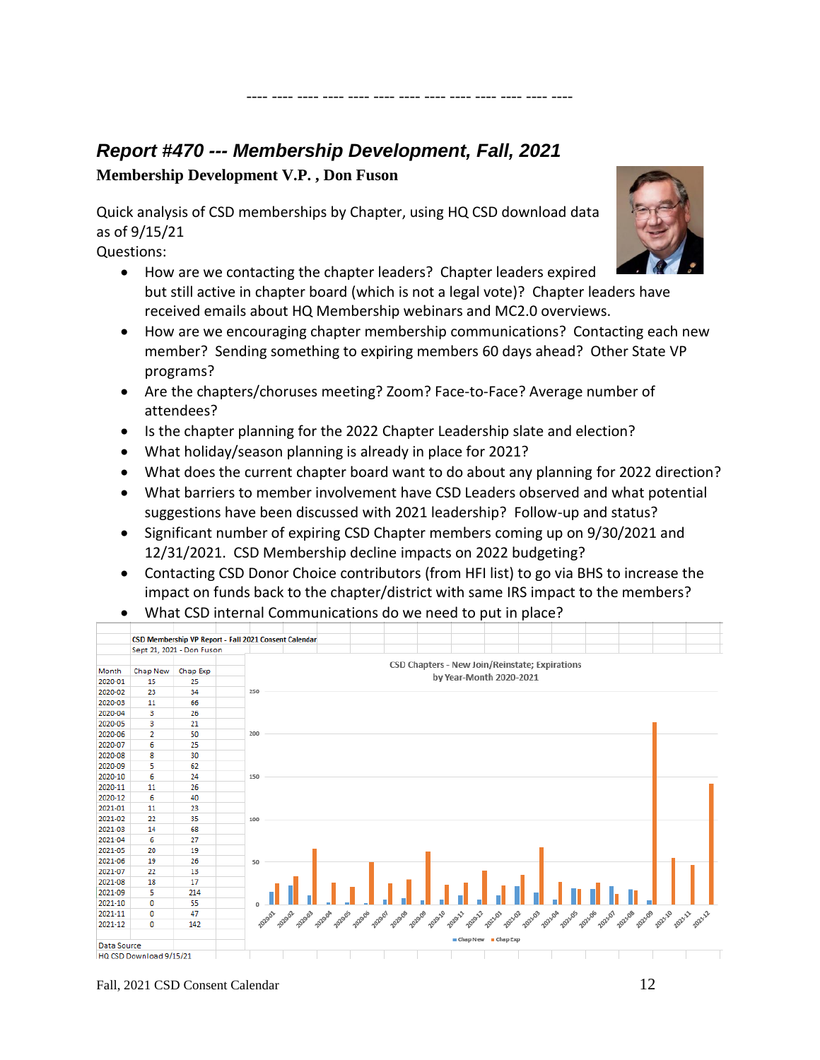---- ---- ---- ---- ---- ---- ---- ---- ---- ---- ---- ---- ----

## *Report #470 --- Membership Development, Fall, 2021*

**Membership Development V.P. , Don Fuson**

Quick analysis of CSD memberships by Chapter, using HQ CSD download data as of 9/15/21

Questions:

- How are we contacting the chapter leaders? Chapter leaders expired but still active in chapter board (which is not a legal vote)? Chapter leaders have received emails about HQ Membership webinars and MC2.0 overviews.
- How are we encouraging chapter membership communications? Contacting each new member? Sending something to expiring members 60 days ahead? Other State VP programs?
- Are the chapters/choruses meeting? Zoom? Face-to-Face? Average number of attendees?
- Is the chapter planning for the 2022 Chapter Leadership slate and election?
- What holiday/season planning is already in place for 2021?
- What does the current chapter board want to do about any planning for 2022 direction?
- What barriers to member involvement have CSD Leaders observed and what potential suggestions have been discussed with 2021 leadership? Follow-up and status?
- Significant number of expiring CSD Chapter members coming up on 9/30/2021 and 12/31/2021. CSD Membership decline impacts on 2022 budgeting?
- Contacting CSD Donor Choice contributors (from HFI list) to go via BHS to increase the impact on funds back to the chapter/district with same IRS impact to the members?
- What CSD internal Communications do we need to put in place?

**CSD Membership VP Report - Fall 2021 Consent Calendar**

Sept 21, 2021 - Don Fuson

| Month | Chap New | Chap Exp |
|---|---|---|
| 2020-01 | 15 | 25 |
| 2020-02 | 23 | 34 |
| 2020-03 | 11 | 66 |
| 2020-04 | 3 | 26 |
| 2020-05 | 3 | 21 |
| 2020-06 | 2 | 50 |
| 2020-07 | 6 | 25 |
| 2020-08 | 8 | 30 |
| 2020-09 | 5 | 62 |
| 2020-10 | 6 | 24 |
| 2020-11 | 11 | 26 |
| 2020-12 | 6 | 40 |
| 2021-01 | 11 | 23 |
| 2021-02 | 22 | 35 |
| 2021-03 | 14 | 68 |
| 2021-04 | 6 | 27 |
| 2021-05 | 20 | 19 |
| 2021-06 | 19 | 26 |
| 2021-07 | 22 | 13 |
| 2021-08 | 18 | 17 |
| 2021-09 | 5 | 214 |
| 2021-10 | 0 | 55 |
| 2021-11 | 0 | 47 |
| 2021-12 | 0 | 142 |

Data Source
HQ CSD Download 9/15/21

CSD Chapters - New Join/Reinstate; Expirations by Year-Month 2020-2021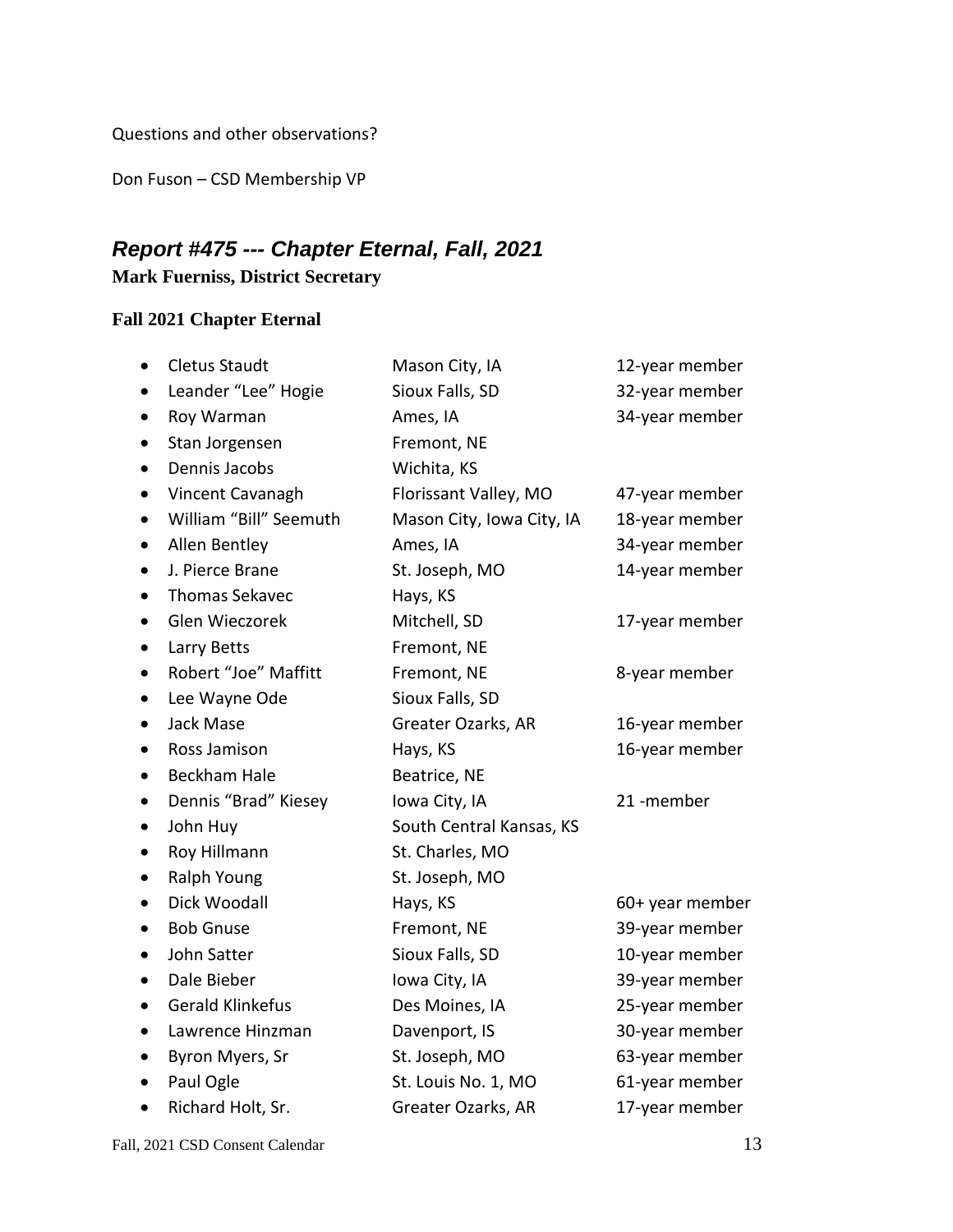Questions and other observations?

Don Fuson – CSD Membership VP

## *Report #475 --- Chapter Eternal, Fall, 2021*

**Mark Fuerniss, District Secretary**

### Fall 2021 Chapter Eternal

| | | |
|---|---|---|
| • Cletus Staudt | Mason City, IA | 12-year member |
| • Leander "Lee" Hogie | Sioux Falls, SD | 32-year member |
| • Roy Warman | Ames, IA | 34-year member |
| • Stan Jorgensen | Fremont, NE | |
| • Dennis Jacobs | Wichita, KS | |
| • Vincent Cavanagh | Florissant Valley, MO | 47-year member |
| • William "Bill" Seemuth | Mason City, Iowa City, IA | 18-year member |
| • Allen Bentley | Ames, IA | 34-year member |
| • J. Pierce Brane | St. Joseph, MO | 14-year member |
| • Thomas Sekavec | Hays, KS | |
| • Glen Wieczorek | Mitchell, SD | 17-year member |
| • Larry Betts | Fremont, NE | |
| • Robert "Joe" Maffitt | Fremont, NE | 8-year member |
| • Lee Wayne Ode | Sioux Falls, SD | |
| • Jack Mase | Greater Ozarks, AR | 16-year member |
| • Ross Jamison | Hays, KS | 16-year member |
| • Beckham Hale | Beatrice, NE | |
| • Dennis "Brad" Kiesey | Iowa City, IA | 21 -member |
| • John Huy | South Central Kansas, KS | |
| • Roy Hillmann | St. Charles, MO | |
| • Ralph Young | St. Joseph, MO | |
| • Dick Woodall | Hays, KS | 60+ year member |
| • Bob Gnuse | Fremont, NE | 39-year member |
| • John Satter | Sioux Falls, SD | 10-year member |
| • Dale Bieber | Iowa City, IA | 39-year member |
| • Gerald Klinkefus | Des Moines, IA | 25-year member |
| • Lawrence Hinzman | Davenport, IS | 30-year member |
| • Byron Myers, Sr | St. Joseph, MO | 63-year member |
| • Paul Ogle | St. Louis No. 1, MO | 61-year member |
| • Richard Holt, Sr. | Greater Ozarks, AR | 17-year member |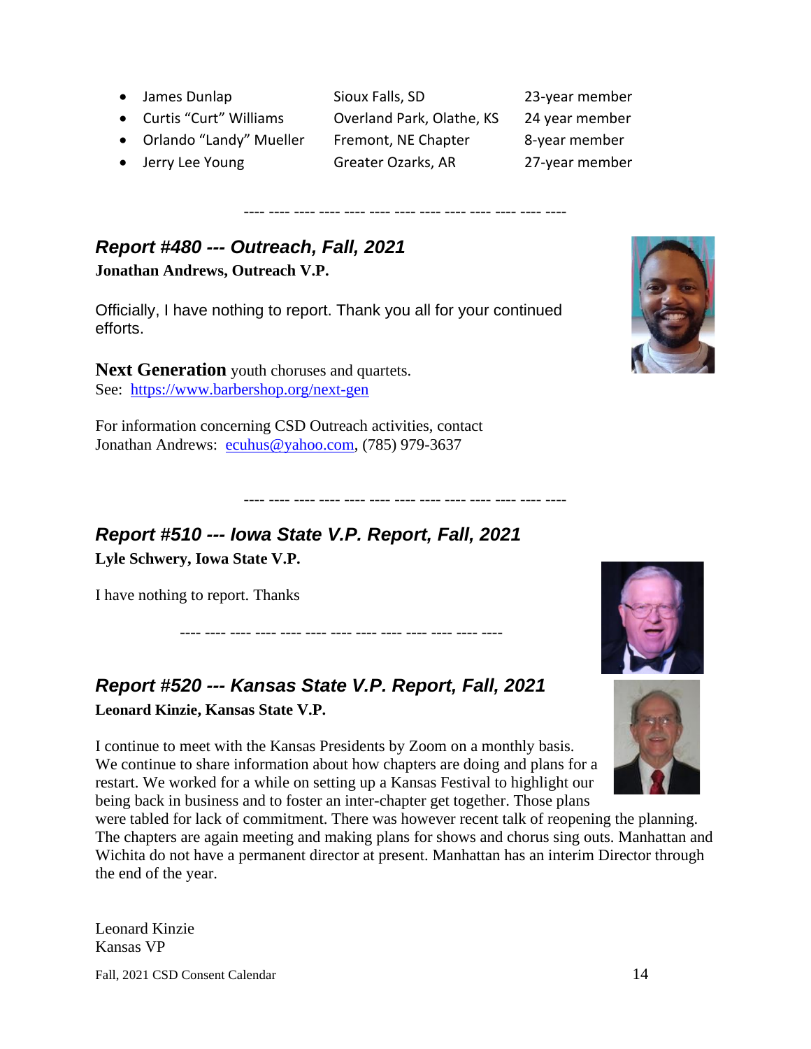- James Dunlap — Sioux Falls, SD — 23-year member
- Curtis “Curt” Williams — Overland Park, Olathe, KS — 24 year member
- Orlando “Landy” Mueller — Fremont, NE Chapter — 8-year member
- Jerry Lee Young — Greater Ozarks, AR — 27-year member

---- ---- ---- ---- ---- ---- ---- ---- ---- ---- ---- ---- ----

## *Report #480 --- Outreach, Fall, 2021*

**Jonathan Andrews, Outreach V.P.**

Officially, I have nothing to report. Thank you all for your continued efforts.

**Next Generation** youth choruses and quartets.
See: https://www.barbershop.org/next-gen

For information concerning CSD Outreach activities, contact
Jonathan Andrews: ecuhus@yahoo.com, (785) 979-3637

---- ---- ---- ---- ---- ---- ---- ---- ---- ---- ---- ---- ----

## *Report #510 --- Iowa State V.P. Report, Fall, 2021*

**Lyle Schwery, Iowa State V.P.**

I have nothing to report. Thanks

---- ---- ---- ---- ---- ---- ---- ---- ---- ---- ---- ---- ----

## *Report #520 --- Kansas State V.P. Report, Fall, 2021*

**Leonard Kinzie, Kansas State V.P.**

I continue to meet with the Kansas Presidents by Zoom on a monthly basis. We continue to share information about how chapters are doing and plans for a restart. We worked for a while on setting up a Kansas Festival to highlight our being back in business and to foster an inter-chapter get together. Those plans were tabled for lack of commitment. There was however recent talk of reopening the planning. The chapters are again meeting and making plans for shows and chorus sing outs. Manhattan and Wichita do not have a permanent director at present. Manhattan has an interim Director through the end of the year.

Leonard Kinzie
Kansas VP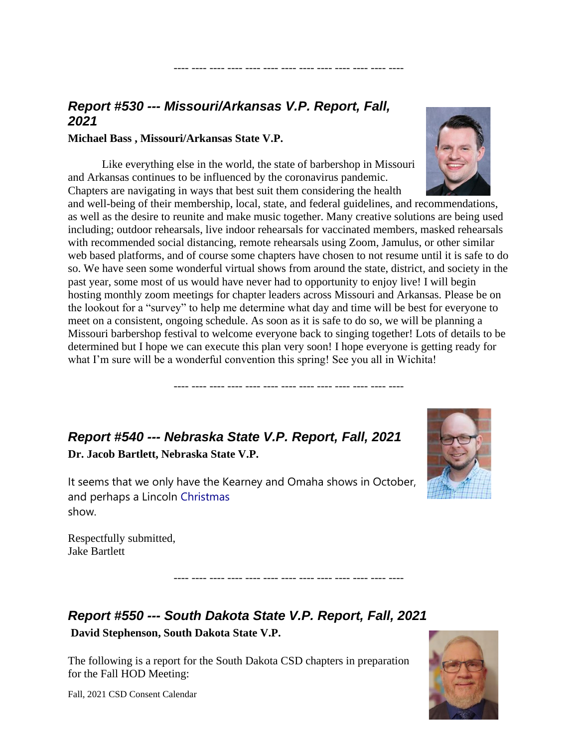---- ---- ---- ---- ---- ---- ---- ---- ---- ---- ---- ---- ----

### *Report #530 --- Missouri/Arkansas V.P. Report, Fall, 2021*

**Michael Bass , Missouri/Arkansas State V.P.**

Like everything else in the world, the state of barbershop in Missouri and Arkansas continues to be influenced by the coronavirus pandemic. Chapters are navigating in ways that best suit them considering the health and well-being of their membership, local, state, and federal guidelines, and recommendations, as well as the desire to reunite and make music together. Many creative solutions are being used including; outdoor rehearsals, live indoor rehearsals for vaccinated members, masked rehearsals with recommended social distancing, remote rehearsals using Zoom, Jamulus, or other similar web based platforms, and of course some chapters have chosen to not resume until it is safe to do so. We have seen some wonderful virtual shows from around the state, district, and society in the past year, some most of us would have never had to opportunity to enjoy live! I will begin hosting monthly zoom meetings for chapter leaders across Missouri and Arkansas. Please be on the lookout for a "survey" to help me determine what day and time will be best for everyone to meet on a consistent, ongoing schedule. As soon as it is safe to do so, we will be planning a Missouri barbershop festival to welcome everyone back to singing together! Lots of details to be determined but I hope we can execute this plan very soon! I hope everyone is getting ready for what I'm sure will be a wonderful convention this spring! See you all in Wichita!

---- ---- ---- ---- ---- ---- ---- ---- ---- ---- ---- ---- ----

### *Report #540 --- Nebraska State V.P. Report, Fall, 2021*

**Dr. Jacob Bartlett, Nebraska State V.P.**

It seems that we only have the Kearney and Omaha shows in October, and perhaps a Lincoln Christmas show.

Respectfully submitted,
Jake Bartlett

---- ---- ---- ---- ---- ---- ---- ---- ---- ---- ---- ---- ----

### *Report #550 --- South Dakota State V.P. Report, Fall, 2021*

**David Stephenson, South Dakota State V.P.**

The following is a report for the South Dakota CSD chapters in preparation for the Fall HOD Meeting: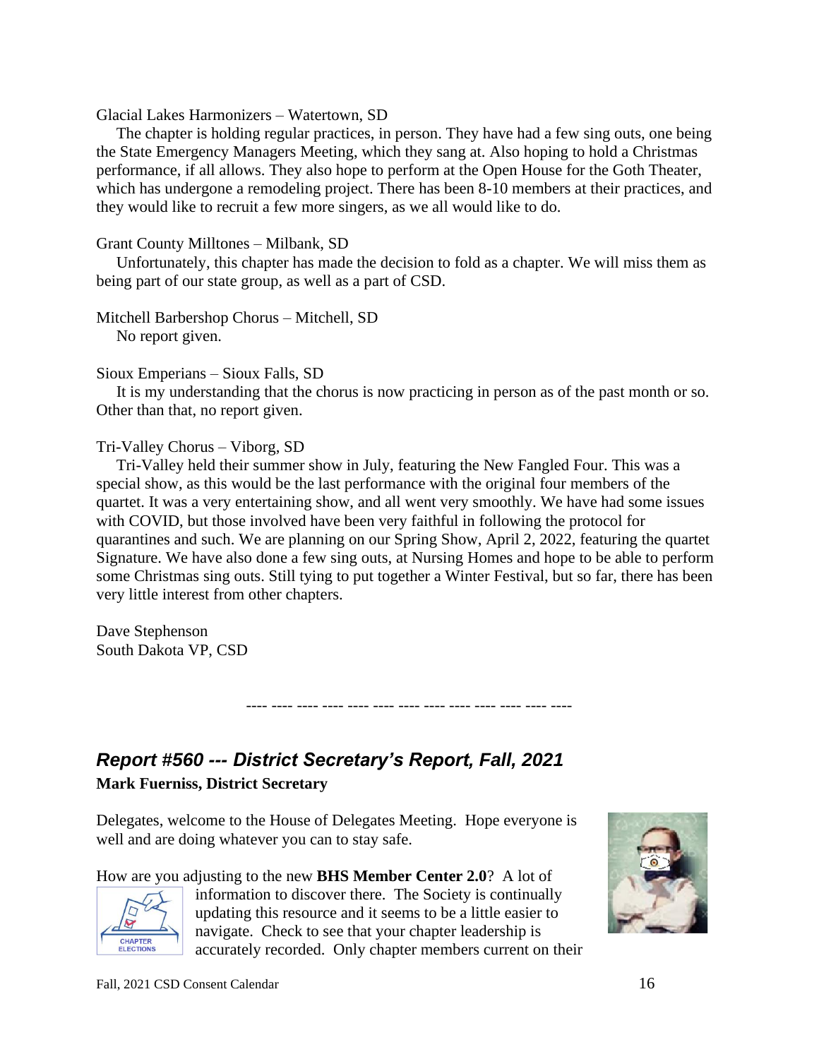Glacial Lakes Harmonizers – Watertown, SD

The chapter is holding regular practices, in person. They have had a few sing outs, one being the State Emergency Managers Meeting, which they sang at. Also hoping to hold a Christmas performance, if all allows. They also hope to perform at the Open House for the Goth Theater, which has undergone a remodeling project. There has been 8-10 members at their practices, and they would like to recruit a few more singers, as we all would like to do.

Grant County Milltones – Milbank, SD

Unfortunately, this chapter has made the decision to fold as a chapter. We will miss them as being part of our state group, as well as a part of CSD.

Mitchell Barbershop Chorus – Mitchell, SD

No report given.

Sioux Emperians – Sioux Falls, SD

It is my understanding that the chorus is now practicing in person as of the past month or so. Other than that, no report given.

Tri-Valley Chorus – Viborg, SD

Tri-Valley held their summer show in July, featuring the New Fangled Four. This was a special show, as this would be the last performance with the original four members of the quartet. It was a very entertaining show, and all went very smoothly. We have had some issues with COVID, but those involved have been very faithful in following the protocol for quarantines and such. We are planning on our Spring Show, April 2, 2022, featuring the quartet Signature. We have also done a few sing outs, at Nursing Homes and hope to be able to perform some Christmas sing outs. Still tying to put together a Winter Festival, but so far, there has been very little interest from other chapters.

Dave Stephenson
South Dakota VP, CSD

---- ---- ---- ---- ---- ---- ---- ---- ---- ---- ---- ---- ----

## *Report #560 --- District Secretary's Report, Fall, 2021*

**Mark Fuerniss, District Secretary**

Delegates, welcome to the House of Delegates Meeting. Hope everyone is well and are doing whatever you can to stay safe.

How are you adjusting to the new **BHS Member Center 2.0**? A lot of information to discover there. The Society is continually updating this resource and it seems to be a little easier to navigate. Check to see that your chapter leadership is accurately recorded. Only chapter members current on their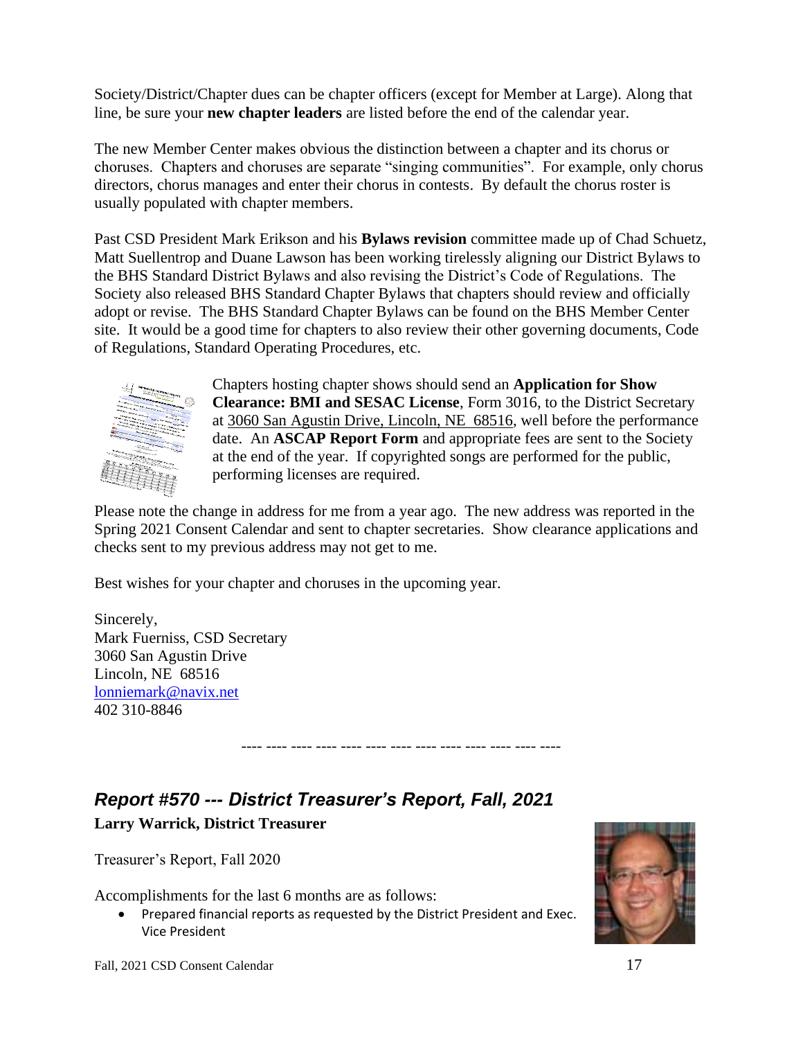Society/District/Chapter dues can be chapter officers (except for Member at Large). Along that line, be sure your **new chapter leaders** are listed before the end of the calendar year.

The new Member Center makes obvious the distinction between a chapter and its chorus or choruses. Chapters and choruses are separate "singing communities". For example, only chorus directors, chorus manages and enter their chorus in contests. By default the chorus roster is usually populated with chapter members.

Past CSD President Mark Erikson and his **Bylaws revision** committee made up of Chad Schuetz, Matt Suellentrop and Duane Lawson has been working tirelessly aligning our District Bylaws to the BHS Standard District Bylaws and also revising the District's Code of Regulations. The Society also released BHS Standard Chapter Bylaws that chapters should review and officially adopt or revise. The BHS Standard Chapter Bylaws can be found on the BHS Member Center site. It would be a good time for chapters to also review their other governing documents, Code of Regulations, Standard Operating Procedures, etc.

Chapters hosting chapter shows should send an **Application for Show Clearance: BMI and SESAC License**, Form 3016, to the District Secretary at 3060 San Agustin Drive, Lincoln, NE 68516, well before the performance date. An **ASCAP Report Form** and appropriate fees are sent to the Society at the end of the year. If copyrighted songs are performed for the public, performing licenses are required.

Please note the change in address for me from a year ago. The new address was reported in the Spring 2021 Consent Calendar and sent to chapter secretaries. Show clearance applications and checks sent to my previous address may not get to me.

Best wishes for your chapter and choruses in the upcoming year.

Sincerely,  
Mark Fuerniss, CSD Secretary  
3060 San Agustin Drive  
Lincoln, NE 68516  
lonniemark@navix.net  
402 310-8846

---- ---- ---- ---- ---- ---- ---- ---- ---- ---- ---- ---- ----

## *Report #570 --- District Treasurer's Report, Fall, 2021*

**Larry Warrick, District Treasurer**

Treasurer's Report, Fall 2020

Accomplishments for the last 6 months are as follows:

- Prepared financial reports as requested by the District President and Exec. Vice President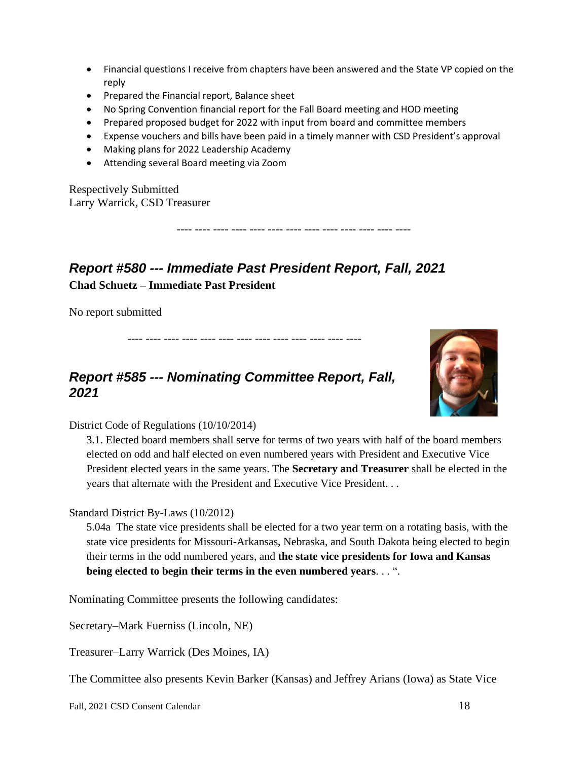- Financial questions I receive from chapters have been answered and the State VP copied on the reply
- Prepared the Financial report, Balance sheet
- No Spring Convention financial report for the Fall Board meeting and HOD meeting
- Prepared proposed budget for 2022 with input from board and committee members
- Expense vouchers and bills have been paid in a timely manner with CSD President's approval
- Making plans for 2022 Leadership Academy
- Attending several Board meeting via Zoom

Respectively Submitted
Larry Warrick, CSD Treasurer

---- ---- ---- ---- ---- ---- ---- ---- ---- ---- ---- ---- ----

## *Report #580 --- Immediate Past President Report, Fall, 2021*

**Chad Schuetz – Immediate Past President**

No report submitted

---- ---- ---- ---- ---- ---- ---- ---- ---- ---- ---- ---- ----

## *Report #585 --- Nominating Committee Report, Fall, 2021*

District Code of Regulations (10/10/2014)

> 3.1. Elected board members shall serve for terms of two years with half of the board members elected on odd and half elected on even numbered years with President and Executive Vice President elected years in the same years. The **Secretary and Treasurer** shall be elected in the years that alternate with the President and Executive Vice President. . .

Standard District By-Laws (10/2012)

> 5.04a The state vice presidents shall be elected for a two year term on a rotating basis, with the state vice presidents for Missouri-Arkansas, Nebraska, and South Dakota being elected to begin their terms in the odd numbered years, and **the state vice presidents for Iowa and Kansas being elected to begin their terms in the even numbered years**. . . ".

Nominating Committee presents the following candidates:

Secretary–Mark Fuerniss (Lincoln, NE)

Treasurer–Larry Warrick (Des Moines, IA)

The Committee also presents Kevin Barker (Kansas) and Jeffrey Arians (Iowa) as State Vice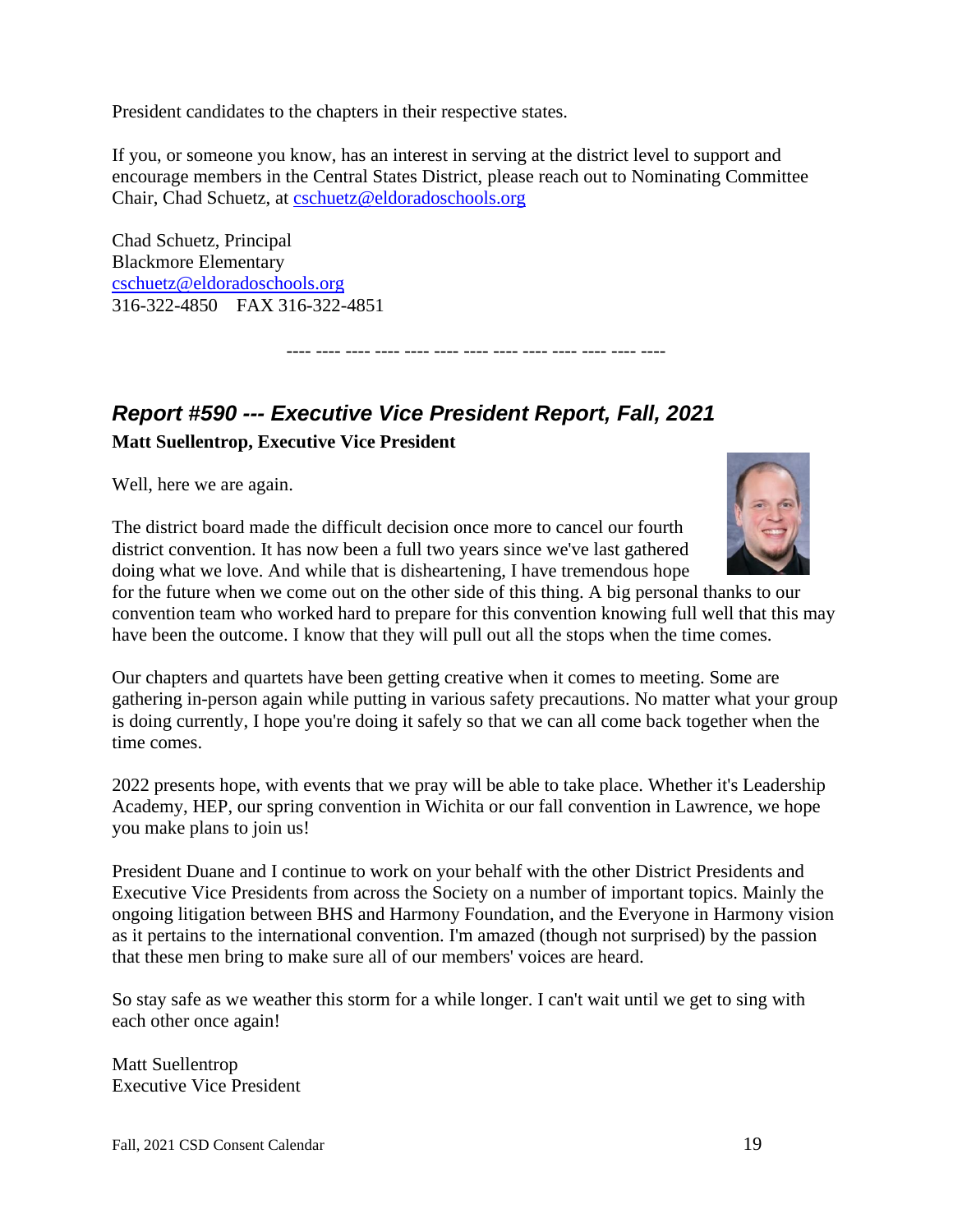President candidates to the chapters in their respective states.

If you, or someone you know, has an interest in serving at the district level to support and encourage members in the Central States District, please reach out to Nominating Committee Chair, Chad Schuetz, at cschuetz@eldoradoschools.org

Chad Schuetz, Principal
Blackmore Elementary
cschuetz@eldoradoschools.org
316-322-4850    FAX 316-322-4851

---- ---- ---- ---- ---- ---- ---- ---- ---- ---- ---- ---- ----

## *Report #590 --- Executive Vice President Report, Fall, 2021*

**Matt Suellentrop, Executive Vice President**

Well, here we are again.

The district board made the difficult decision once more to cancel our fourth district convention. It has now been a full two years since we've last gathered doing what we love. And while that is disheartening, I have tremendous hope for the future when we come out on the other side of this thing. A big personal thanks to our convention team who worked hard to prepare for this convention knowing full well that this may have been the outcome. I know that they will pull out all the stops when the time comes.

Our chapters and quartets have been getting creative when it comes to meeting. Some are gathering in-person again while putting in various safety precautions. No matter what your group is doing currently, I hope you're doing it safely so that we can all come back together when the time comes.

2022 presents hope, with events that we pray will be able to take place. Whether it's Leadership Academy, HEP, our spring convention in Wichita or our fall convention in Lawrence, we hope you make plans to join us!

President Duane and I continue to work on your behalf with the other District Presidents and Executive Vice Presidents from across the Society on a number of important topics. Mainly the ongoing litigation between BHS and Harmony Foundation, and the Everyone in Harmony vision as it pertains to the international convention. I'm amazed (though not surprised) by the passion that these men bring to make sure all of our members' voices are heard.

So stay safe as we weather this storm for a while longer. I can't wait until we get to sing with each other once again!

Matt Suellentrop
Executive Vice President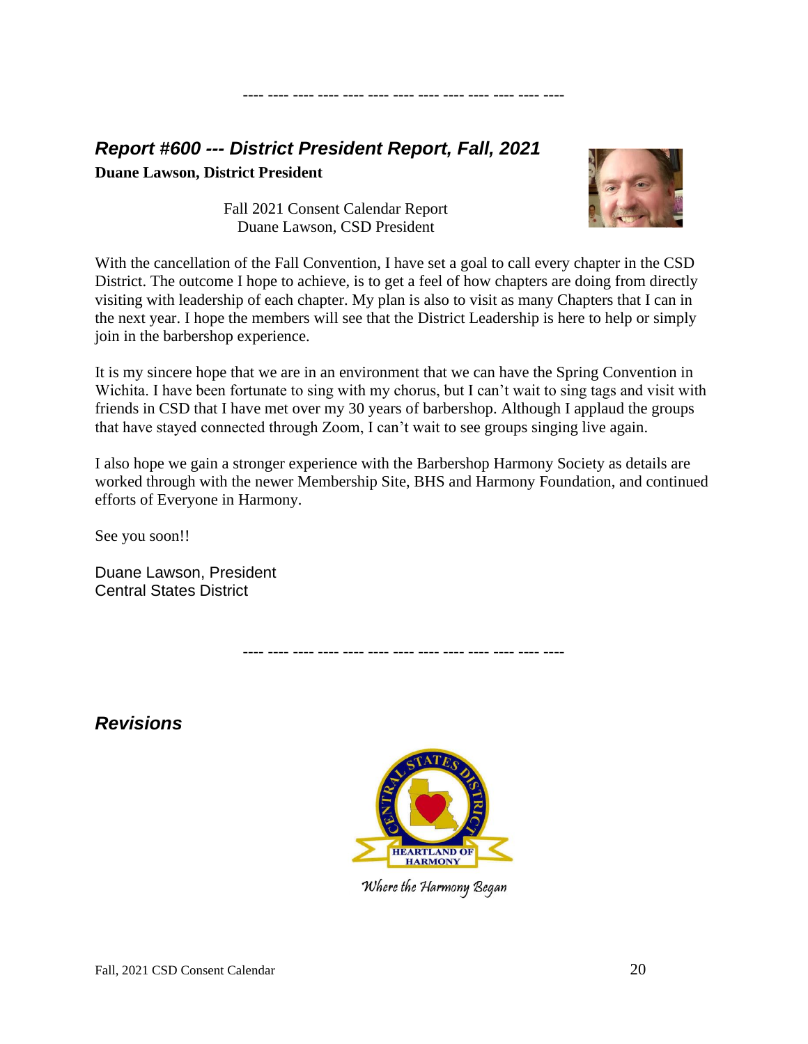---- ---- ---- ---- ---- ---- ---- ---- ---- ---- ---- ---- ----

## *Report #600 --- District President Report, Fall, 2021*

**Duane Lawson, District President**

Fall 2021 Consent Calendar Report
Duane Lawson, CSD President

With the cancellation of the Fall Convention, I have set a goal to call every chapter in the CSD District. The outcome I hope to achieve, is to get a feel of how chapters are doing from directly visiting with leadership of each chapter. My plan is also to visit as many Chapters that I can in the next year. I hope the members will see that the District Leadership is here to help or simply join in the barbershop experience.

It is my sincere hope that we are in an environment that we can have the Spring Convention in Wichita. I have been fortunate to sing with my chorus, but I can't wait to sing tags and visit with friends in CSD that I have met over my 30 years of barbershop. Although I applaud the groups that have stayed connected through Zoom, I can't wait to see groups singing live again.

I also hope we gain a stronger experience with the Barbershop Harmony Society as details are worked through with the newer Membership Site, BHS and Harmony Foundation, and continued efforts of Everyone in Harmony.

See you soon!!

Duane Lawson, President
Central States District

---- ---- ---- ---- ---- ---- ---- ---- ---- ---- ---- ---- ----

## *Revisions*

CENTRAL STATES DISTRICT
HEARTLAND OF HARMONY
Where the Harmony Began